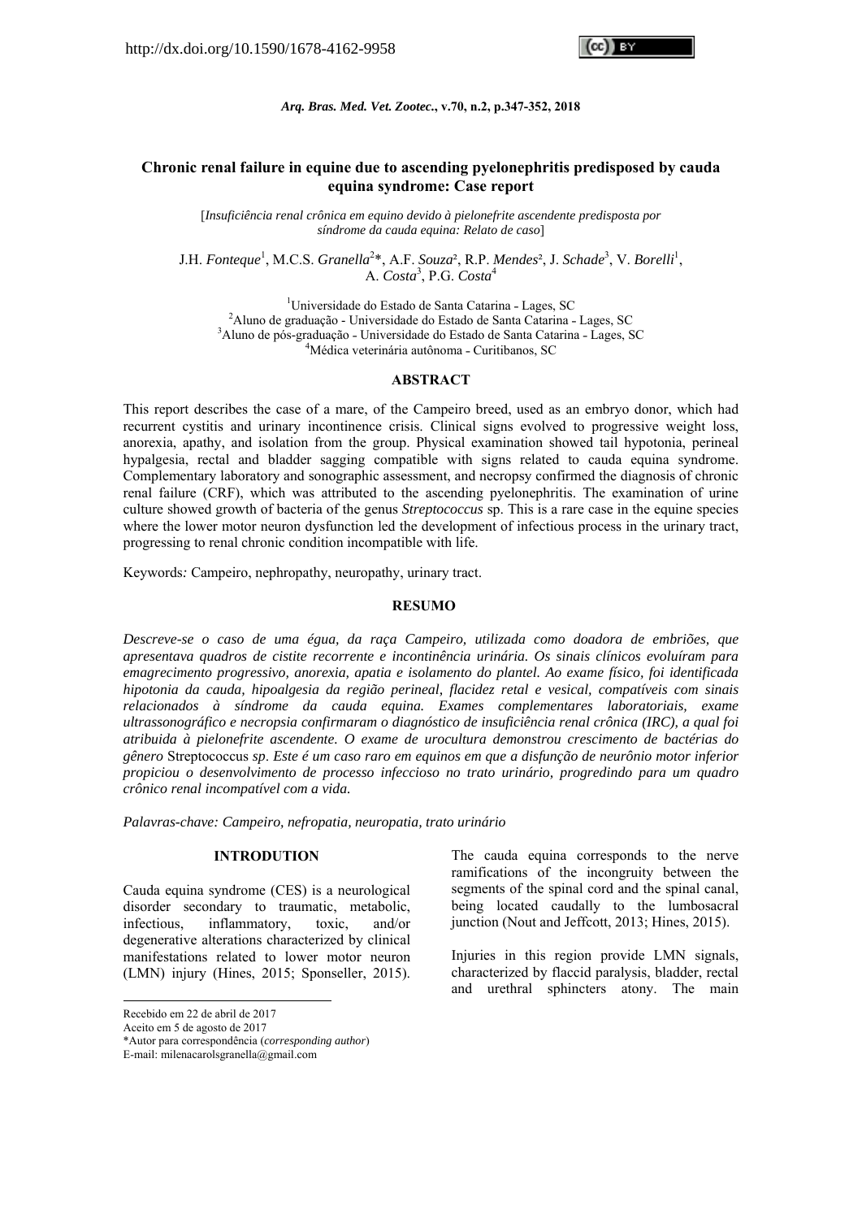http://dx.doi.org/10.1590/1678-4162-9958

# Chronic renal failure in equine due to ascending pyelonephritis predisposed by cauda equina syndrome: Case report

[*Insuficiência renal crônica em equino devido à pielonefrite ascendente predisposta por síndrome da cauda equina: Relato de caso*]

J.H. *Fonteque*[1], M.C.S. *Granella*[2]*, A.F. *Souza*[2], R.P. *Mendes*[2], J. *Schade*[3], V. *Borelli*[1], A. *Costa*[3], P.G. *Costa*[4]

[1]Universidade do Estado de Santa Catarina - Lages, SC
[2]Aluno de graduação - Universidade do Estado de Santa Catarina - Lages, SC
[3]Aluno de pós-graduação - Universidade do Estado de Santa Catarina - Lages, SC
[4]Médica veterinária autônoma - Curitibanos, SC

## ABSTRACT

This report describes the case of a mare, of the Campeiro breed, used as an embryo donor, which had recurrent cystitis and urinary incontinence crisis. Clinical signs evolved to progressive weight loss, anorexia, apathy, and isolation from the group. Physical examination showed tail hypotonia, perineal hypalgesia, rectal and bladder sagging compatible with signs related to cauda equina syndrome. Complementary laboratory and sonographic assessment, and necropsy confirmed the diagnosis of chronic renal failure (CRF), which was attributed to the ascending pyelonephritis. The examination of urine culture showed growth of bacteria of the genus *Streptococcus* sp. This is a rare case in the equine species where the lower motor neuron dysfunction led the development of infectious process in the urinary tract, progressing to renal chronic condition incompatible with life.

Keywords*:* Campeiro, nephropathy, neuropathy, urinary tract.

## RESUMO

*Descreve-se o caso de uma égua, da raça Campeiro, utilizada como doadora de embriões, que apresentava quadros de cistite recorrente e incontinência urinária. Os sinais clínicos evoluíram para emagrecimento progressivo, anorexia, apatia e isolamento do plantel. Ao exame físico, foi identificada hipotonia da cauda, hipoalgesia da região perineal, flacidez retal e vesical, compatíveis com sinais relacionados à síndrome da cauda equina. Exames complementares laboratoriais, exame ultrassonográfico e necropsia confirmaram o diagnóstico de insuficiência renal crônica (IRC), a qual foi atribuida à pielonefrite ascendente. O exame de urocultura demonstrou crescimento de bactérias do gênero* Streptococcus *sp. Este é um caso raro em equinos em que a disfunção de neurônio motor inferior propiciou o desenvolvimento de processo infeccioso no trato urinário, progredindo para um quadro crônico renal incompatível com a vida.*

*Palavras-chave: Campeiro, nefropatia, neuropatia, trato urinário*

## INTRODUTION

Cauda equina syndrome (CES) is a neurological disorder secondary to traumatic, metabolic, infectious, inflammatory, toxic, and/or degenerative alterations characterized by clinical manifestations related to lower motor neuron (LMN) injury (Hines, 2015; Sponseller, 2015).

The cauda equina corresponds to the nerve ramifications of the incongruity between the segments of the spinal cord and the spinal canal, being located caudally to the lumbosacral junction (Nout and Jeffcott, 2013; Hines, 2015).

Injuries in this region provide LMN signals, characterized by flaccid paralysis, bladder, rectal and urethral sphincters atony. The main

Recebido em 22 de abril de 2017
Aceito em 5 de agosto de 2017
*Autor para correspondência (*corresponding author*)
E-mail: milenacarolsgranella@gmail.com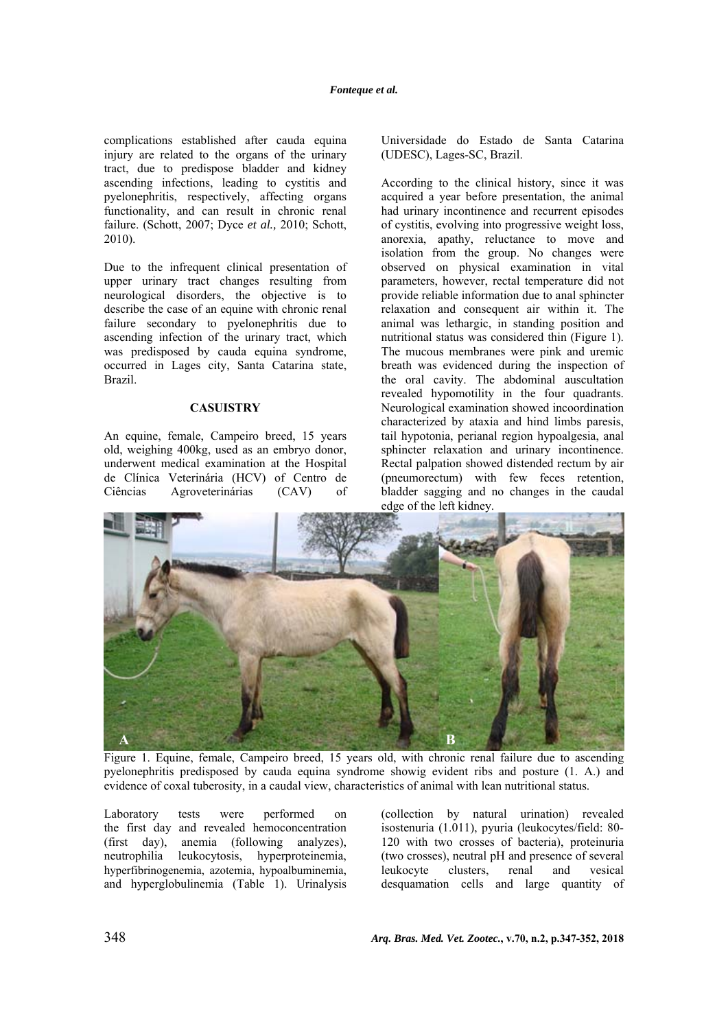complications established after cauda equina injury are related to the organs of the urinary tract, due to predispose bladder and kidney ascending infections, leading to cystitis and pyelonephritis, respectively, affecting organs functionality, and can result in chronic renal failure. (Schott, 2007; Dyce *et al.,* 2010; Schott, 2010).

Due to the infrequent clinical presentation of upper urinary tract changes resulting from neurological disorders, the objective is to describe the case of an equine with chronic renal failure secondary to pyelonephritis due to ascending infection of the urinary tract, which was predisposed by cauda equina syndrome, occurred in Lages city, Santa Catarina state, Brazil.

## CASUISTRY

An equine, female, Campeiro breed, 15 years old, weighing 400kg, used as an embryo donor, underwent medical examination at the Hospital de Clínica Veterinária (HCV) of Centro de Ciências Agroveterinárias (CAV) of Universidade do Estado de Santa Catarina (UDESC), Lages-SC, Brazil.

According to the clinical history, since it was acquired a year before presentation, the animal had urinary incontinence and recurrent episodes of cystitis, evolving into progressive weight loss, anorexia, apathy, reluctance to move and isolation from the group. No changes were observed on physical examination in vital parameters, however, rectal temperature did not provide reliable information due to anal sphincter relaxation and consequent air within it. The animal was lethargic, in standing position and nutritional status was considered thin (Figure 1). The mucous membranes were pink and uremic breath was evidenced during the inspection of the oral cavity. The abdominal auscultation revealed hypomotility in the four quadrants. Neurological examination showed incoordination characterized by ataxia and hind limbs paresis, tail hypotonia, perianal region hypoalgesia, anal sphincter relaxation and urinary incontinence. Rectal palpation showed distended rectum by air (pneumorectum) with few feces retention, bladder sagging and no changes in the caudal edge of the left kidney.

Figure 1. Equine, female, Campeiro breed, 15 years old, with chronic renal failure due to ascending pyelonephritis predisposed by cauda equina syndrome showig evident ribs and posture (1. A.) and evidence of coxal tuberosity, in a caudal view, characteristics of animal with lean nutritional status.

Laboratory tests were performed on the first day and revealed hemoconcentration (first day), anemia (following analyzes), neutrophilia leukocytosis, hyperproteinemia, hyperfibrinogenemia, azotemia, hypoalbuminemia, and hyperglobulinemia (Table 1). Urinalysis (collection by natural urination) revealed isostenuria (1.011), pyuria (leukocytes/field: 80-120 with two crosses of bacteria), proteinuria (two crosses), neutral pH and presence of several leukocyte clusters, renal and vesical desquamation cells and large quantity of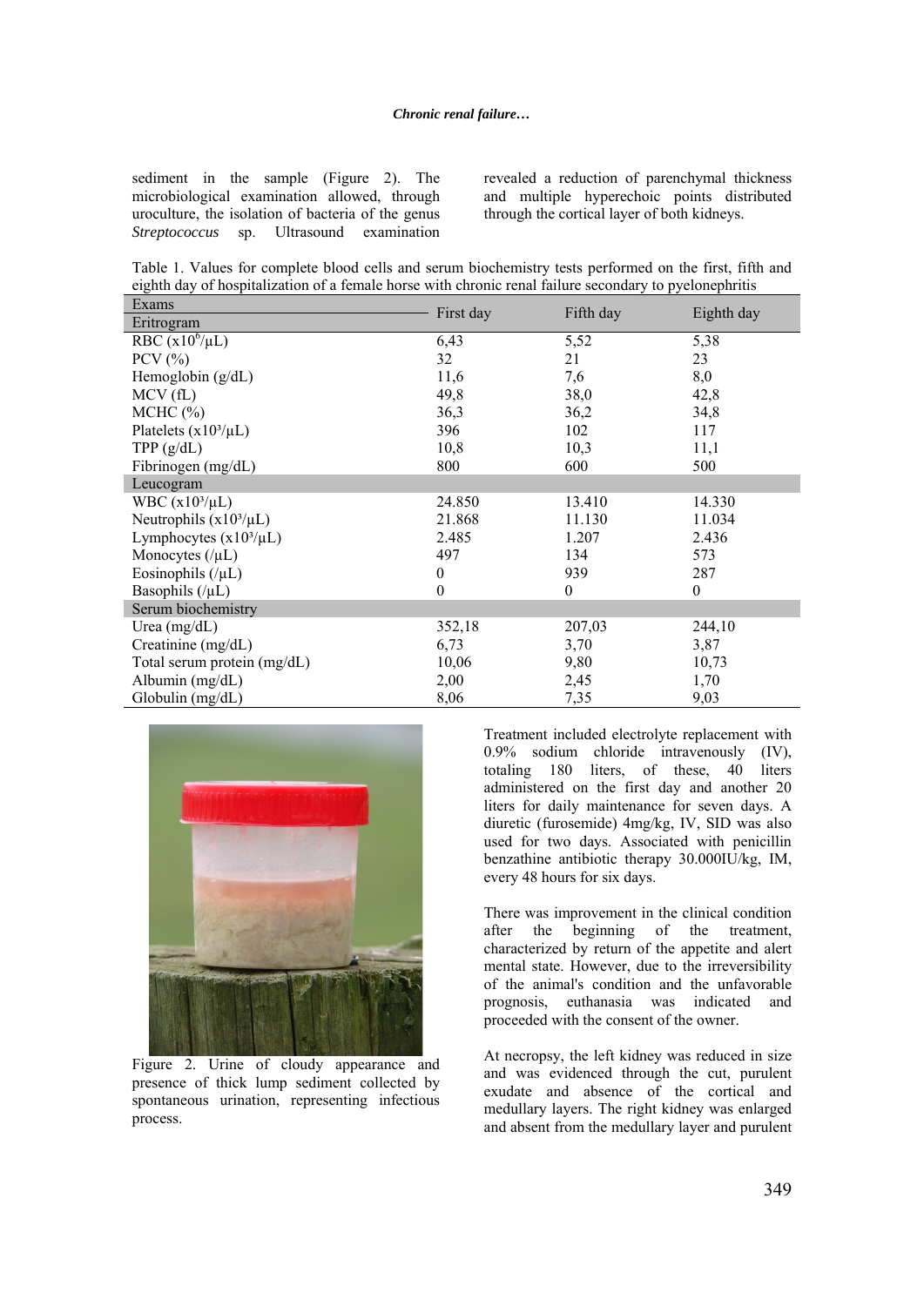sediment in the sample (Figure 2). The microbiological examination allowed, through uroculture, the isolation of bacteria of the genus *Streptococcus* sp. Ultrasound examination revealed a reduction of parenchymal thickness and multiple hyperechoic points distributed through the cortical layer of both kidneys.

Table 1. Values for complete blood cells and serum biochemistry tests performed on the first, fifth and eighth day of hospitalization of a female horse with chronic renal failure secondary to pyelonephritis

| Exams | First day | Fifth day | Eighth day |
|---|---|---|---|
| **Eritrogram** | | | |
| RBC ($x10^6/\mu L$) | 6,43 | 5,52 | 5,38 |
| PCV (%) | 32 | 21 | 23 |
| Hemoglobin (g/dL) | 11,6 | 7,6 | 8,0 |
| MCV (fL) | 49,8 | 38,0 | 42,8 |
| MCHC (%) | 36,3 | 36,2 | 34,8 |
| Platelets ($x10^3/\mu L$) | 396 | 102 | 117 |
| TPP (g/dL) | 10,8 | 10,3 | 11,1 |
| Fibrinogen (mg/dL) | 800 | 600 | 500 |
| **Leucogram** | | | |
| WBC ($x10^3/\mu L$) | 24.850 | 13.410 | 14.330 |
| Neutrophils ($x10^3/\mu L$) | 21.868 | 11.130 | 11.034 |
| Lymphocytes ($x10^3/\mu L$) | 2.485 | 1.207 | 2.436 |
| Monocytes (/µL) | 497 | 134 | 573 |
| Eosinophils (/µL) | 0 | 939 | 287 |
| Basophils (/µL) | 0 | 0 | 0 |
| **Serum biochemistry** | | | |
| Urea (mg/dL) | 352,18 | 207,03 | 244,10 |
| Creatinine (mg/dL) | 6,73 | 3,70 | 3,87 |
| Total serum protein (mg/dL) | 10,06 | 9,80 | 10,73 |
| Albumin (mg/dL) | 2,00 | 2,45 | 1,70 |
| Globulin (mg/dL) | 8,06 | 7,35 | 9,03 |

Figure 2. Urine of cloudy appearance and presence of thick lump sediment collected by spontaneous urination, representing infectious process.

Treatment included electrolyte replacement with 0.9% sodium chloride intravenously (IV), totaling 180 liters, of these, 40 liters administered on the first day and another 20 liters for daily maintenance for seven days. A diuretic (furosemide) 4mg/kg, IV, SID was also used for two days. Associated with penicillin benzathine antibiotic therapy 30.000IU/kg, IM, every 48 hours for six days.

There was improvement in the clinical condition after the beginning of the treatment, characterized by return of the appetite and alert mental state. However, due to the irreversibility of the animal's condition and the unfavorable prognosis, euthanasia was indicated and proceeded with the consent of the owner.

At necropsy, the left kidney was reduced in size and was evidenced through the cut, purulent exudate and absence of the cortical and medullary layers. The right kidney was enlarged and absent from the medullary layer and purulent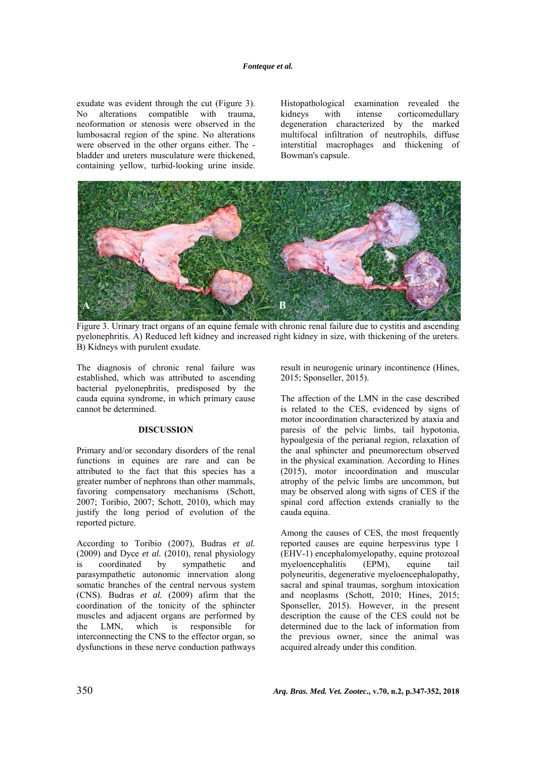exudate was evident through the cut (Figure 3). No alterations compatible with trauma, neoformation or stenosis were observed in the lumbosacral region of the spine. No alterations were observed in the other organs either. The - bladder and ureters musculature were thickened, containing yellow, turbid-looking urine inside. Histopathological examination revealed the kidneys with intense corticomedullary degeneration characterized by the marked multifocal infiltration of neutrophils, diffuse interstitial macrophages and thickening of Bowman's capsule.

Figure 3. Urinary tract organs of an equine female with chronic renal failure due to cystitis and ascending pyelonephritis. A) Reduced left kidney and increased right kidney in size, with thickening of the ureters. B) Kidneys with purulent exudate.

The diagnosis of chronic renal failure was established, which was attributed to ascending bacterial pyelonephritis, predisposed by the cauda equina syndrome, in which primary cause cannot be determined.

## DISCUSSION

Primary and/or secondary disorders of the renal functions in equines are rare and can be attributed to the fact that this species has a greater number of nephrons than other mammals, favoring compensatory mechanisms (Schott, 2007; Toribio, 2007; Schott, 2010), which may justify the long period of evolution of the reported picture.

According to Toribio (2007), Budras *et al.* (2009) and Dyce *et al.* (2010), renal physiology is coordinated by sympathetic and parasympathetic autonomic innervation along somatic branches of the central nervous system (CNS). Budras *et al.* (2009) afirm that the coordination of the tonicity of the sphincter muscles and adjacent organs are performed by the LMN, which is responsible for interconnecting the CNS to the effector organ, so dysfunctions in these nerve conduction pathways result in neurogenic urinary incontinence (Hines, 2015; Sponseller, 2015).

The affection of the LMN in the case described is related to the CES, evidenced by signs of motor incoordination characterized by ataxia and paresis of the pelvic limbs, tail hypotonia, hypoalgesia of the perianal region, relaxation of the anal sphincter and pneumorectum observed in the physical examination. According to Hines (2015), motor incoordination and muscular atrophy of the pelvic limbs are uncommon, but may be observed along with signs of CES if the spinal cord affection extends cranially to the cauda equina.

Among the causes of CES, the most frequently reported causes are equine herpesvirus type 1 (EHV-1) encephalomyelopathy, equine protozoal myeloencephalitis (EPM), equine tail polyneuritis, degenerative myeloencephalopathy, sacral and spinal traumas, sorghum intoxication and neoplasms (Schott, 2010; Hines, 2015; Sponseller, 2015). However, in the present description the cause of the CES could not be determined due to the lack of information from the previous owner, since the animal was acquired already under this condition.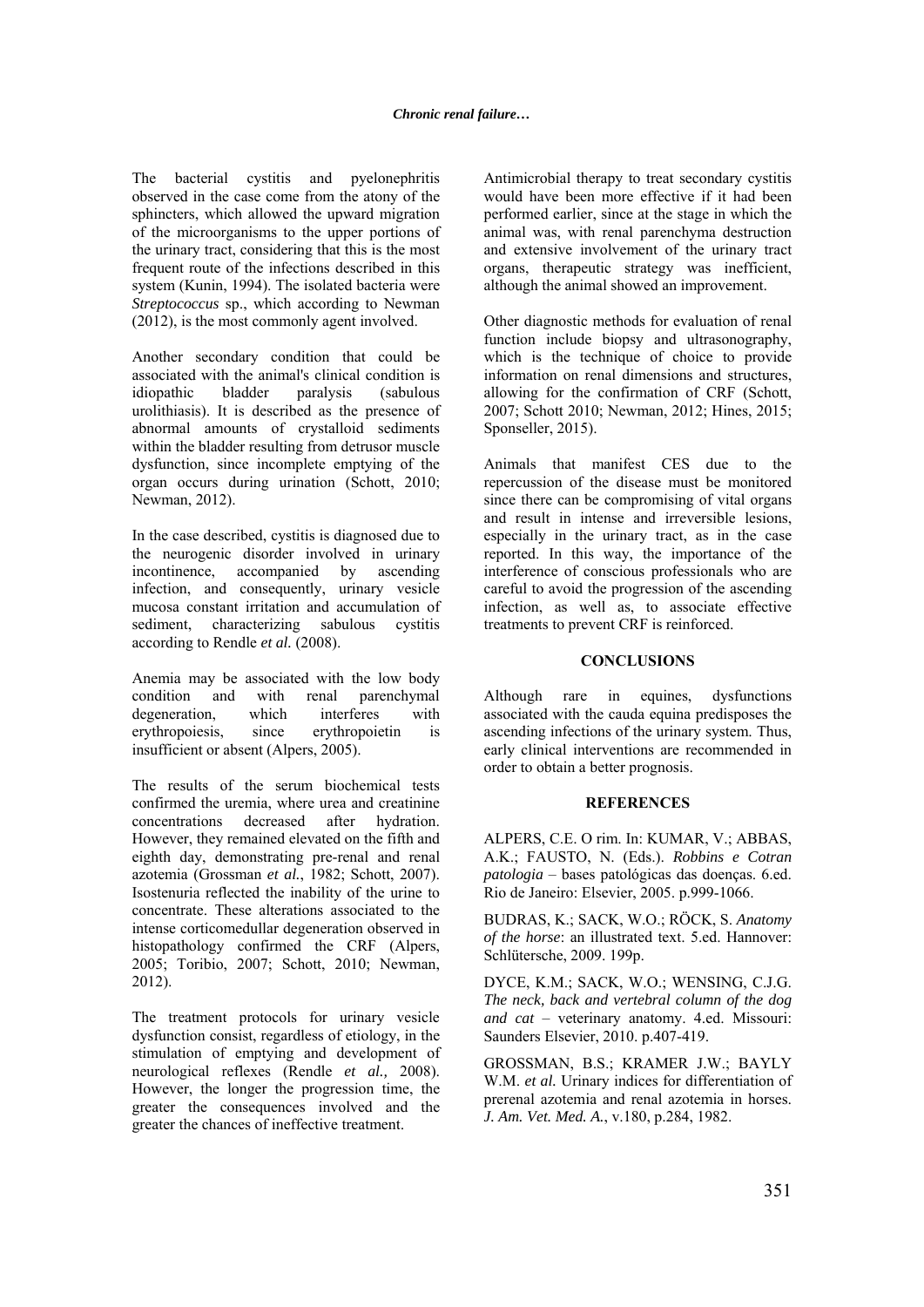The bacterial cystitis and pyelonephritis observed in the case come from the atony of the sphincters, which allowed the upward migration of the microorganisms to the upper portions of the urinary tract, considering that this is the most frequent route of the infections described in this system (Kunin, 1994). The isolated bacteria were *Streptococcus* sp., which according to Newman (2012), is the most commonly agent involved.

Another secondary condition that could be associated with the animal's clinical condition is idiopathic bladder paralysis (sabulous urolithiasis). It is described as the presence of abnormal amounts of crystalloid sediments within the bladder resulting from detrusor muscle dysfunction, since incomplete emptying of the organ occurs during urination (Schott, 2010; Newman, 2012).

In the case described, cystitis is diagnosed due to the neurogenic disorder involved in urinary incontinence, accompanied by ascending infection, and consequently, urinary vesicle mucosa constant irritation and accumulation of sediment, characterizing sabulous cystitis according to Rendle *et al.* (2008).

Anemia may be associated with the low body condition and with renal parenchymal degeneration, which interferes with erythropoiesis, since erythropoietin is insufficient or absent (Alpers, 2005).

The results of the serum biochemical tests confirmed the uremia, where urea and creatinine concentrations decreased after hydration. However, they remained elevated on the fifth and eighth day, demonstrating pre-renal and renal azotemia (Grossman *et al.*, 1982; Schott, 2007). Isostenuria reflected the inability of the urine to concentrate. These alterations associated to the intense corticomedullar degeneration observed in histopathology confirmed the CRF (Alpers, 2005; Toribio, 2007; Schott, 2010; Newman, 2012).

The treatment protocols for urinary vesicle dysfunction consist, regardless of etiology, in the stimulation of emptying and development of neurological reflexes (Rendle *et al.,* 2008). However, the longer the progression time, the greater the consequences involved and the greater the chances of ineffective treatment.

Antimicrobial therapy to treat secondary cystitis would have been more effective if it had been performed earlier, since at the stage in which the animal was, with renal parenchyma destruction and extensive involvement of the urinary tract organs, therapeutic strategy was inefficient, although the animal showed an improvement.

Other diagnostic methods for evaluation of renal function include biopsy and ultrasonography, which is the technique of choice to provide information on renal dimensions and structures, allowing for the confirmation of CRF (Schott, 2007; Schott 2010; Newman, 2012; Hines, 2015; Sponseller, 2015).

Animals that manifest CES due to the repercussion of the disease must be monitored since there can be compromising of vital organs and result in intense and irreversible lesions, especially in the urinary tract, as in the case reported. In this way, the importance of the interference of conscious professionals who are careful to avoid the progression of the ascending infection, as well as, to associate effective treatments to prevent CRF is reinforced.

## CONCLUSIONS

Although rare in equines, dysfunctions associated with the cauda equina predisposes the ascending infections of the urinary system. Thus, early clinical interventions are recommended in order to obtain a better prognosis.

## REFERENCES

ALPERS, C.E. O rim. In: KUMAR, V.; ABBAS, A.K.; FAUSTO, N. (Eds.). *Robbins e Cotran patologia* – bases patológicas das doenças. 6.ed. Rio de Janeiro: Elsevier, 2005. p.999-1066.

BUDRAS, K.; SACK, W.O.; RÖCK, S. *Anatomy of the horse*: an illustrated text. 5.ed. Hannover: Schlütersche, 2009. 199p.

DYCE, K.M.; SACK, W.O.; WENSING, C.J.G. *The neck, back and vertebral column of the dog and cat* – veterinary anatomy. 4.ed. Missouri: Saunders Elsevier, 2010. p.407-419.

GROSSMAN, B.S.; KRAMER J.W.; BAYLY W.M. *et al.* Urinary indices for differentiation of prerenal azotemia and renal azotemia in horses. *J. Am. Vet. Med. A.*, v.180, p.284, 1982.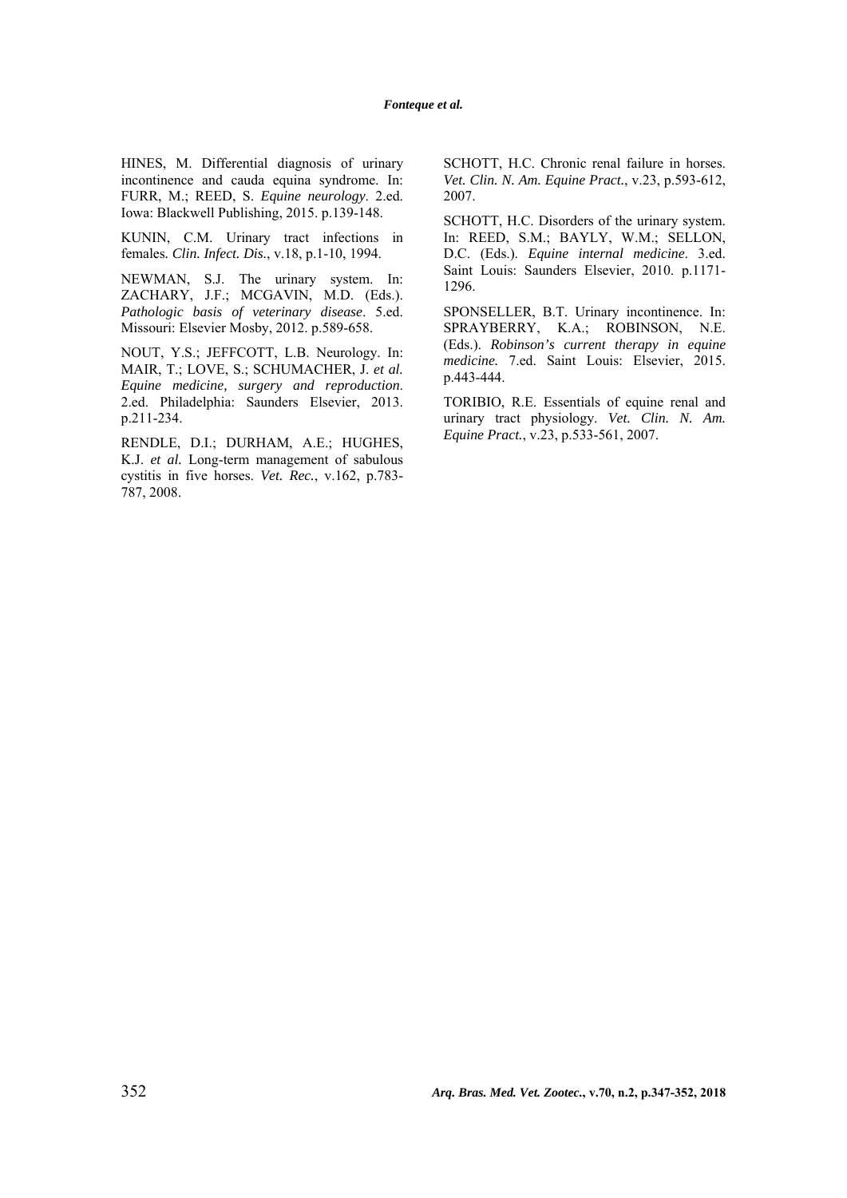HINES, M. Differential diagnosis of urinary incontinence and cauda equina syndrome. In: FURR, M.; REED, S. *Equine neurology*. 2.ed. Iowa: Blackwell Publishing, 2015. p.139-148.

KUNIN, C.M. Urinary tract infections in females. *Clin. Infect. Dis.*, v.18, p.1-10, 1994.

NEWMAN, S.J. The urinary system. In: ZACHARY, J.F.; MCGAVIN, M.D. (Eds.). *Pathologic basis of veterinary disease*. 5.ed. Missouri: Elsevier Mosby, 2012. p.589-658.

NOUT, Y.S.; JEFFCOTT, L.B. Neurology. In: MAIR, T.; LOVE, S.; SCHUMACHER, J. *et al. Equine medicine, surgery and reproduction*. 2.ed. Philadelphia: Saunders Elsevier, 2013. p.211-234.

RENDLE, D.I.; DURHAM, A.E.; HUGHES, K.J. *et al.* Long-term management of sabulous cystitis in five horses. *Vet. Rec.*, v.162, p.783-787, 2008.

SCHOTT, H.C. Chronic renal failure in horses. *Vet. Clin. N. Am. Equine Pract.*, v.23, p.593-612, 2007.

SCHOTT, H.C. Disorders of the urinary system. In: REED, S.M.; BAYLY, W.M.; SELLON, D.C. (Eds.). *Equine internal medicine*. 3.ed. Saint Louis: Saunders Elsevier, 2010. p.1171-1296.

SPONSELLER, B.T. Urinary incontinence. In: SPRAYBERRY, K.A.; ROBINSON, N.E. (Eds.). *Robinson's current therapy in equine medicine.* 7.ed. Saint Louis: Elsevier, 2015. p.443-444.

TORIBIO, R.E. Essentials of equine renal and urinary tract physiology. *Vet. Clin. N. Am. Equine Pract.*, v.23, p.533-561, 2007.